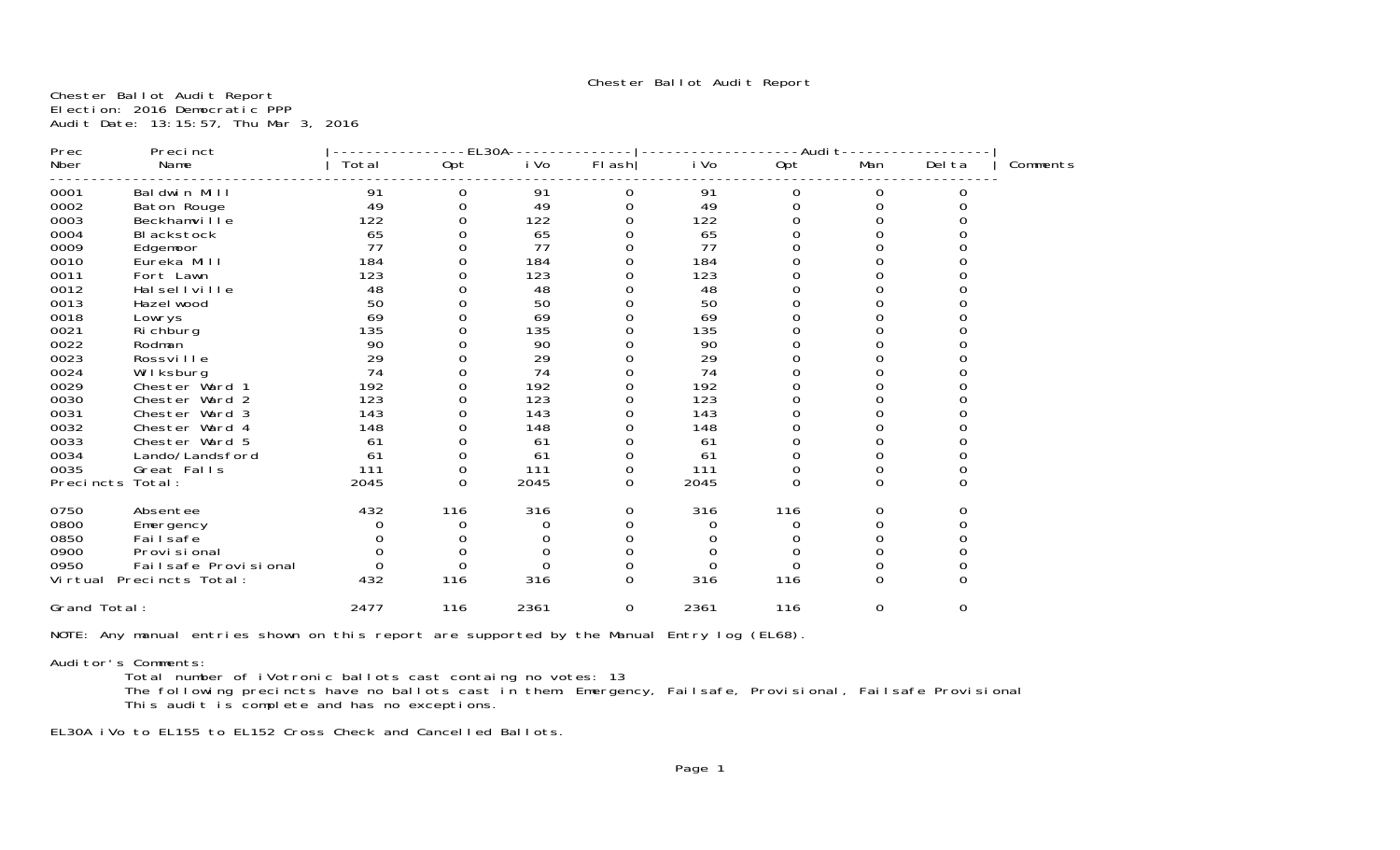Chester Ballot Audit Report

Chester Ballot Audit Report
Election: 2016 Democratic PPP
Audit Date: 13:15:57, Thu Mar 3, 2016

| Prec Nber | Precinct Name | EL30A Total | EL30A Opt | EL30A iVo | EL30A Flash | Audit iVo | Audit Opt | Audit Man | Audit Delta | Comments |
|---|---|---|---|---|---|---|---|---|---|---|
| 0001 | Baldwin Mill | 91 | 0 | 91 | 0 | 91 | 0 | 0 | 0 | |
| 0002 | Baton Rouge | 49 | 0 | 49 | 0 | 49 | 0 | 0 | 0 | |
| 0003 | Beckhamville | 122 | 0 | 122 | 0 | 122 | 0 | 0 | 0 | |
| 0004 | Blackstock | 65 | 0 | 65 | 0 | 65 | 0 | 0 | 0 | |
| 0009 | Edgemoor | 77 | 0 | 77 | 0 | 77 | 0 | 0 | 0 | |
| 0010 | Eureka Mill | 184 | 0 | 184 | 0 | 184 | 0 | 0 | 0 | |
| 0011 | Fort Lawn | 123 | 0 | 123 | 0 | 123 | 0 | 0 | 0 | |
| 0012 | Halsellville | 48 | 0 | 48 | 0 | 48 | 0 | 0 | 0 | |
| 0013 | Hazelwood | 50 | 0 | 50 | 0 | 50 | 0 | 0 | 0 | |
| 0018 | Lowrys | 69 | 0 | 69 | 0 | 69 | 0 | 0 | 0 | |
| 0021 | Richburg | 135 | 0 | 135 | 0 | 135 | 0 | 0 | 0 | |
| 0022 | Rodman | 90 | 0 | 90 | 0 | 90 | 0 | 0 | 0 | |
| 0023 | Rossville | 29 | 0 | 29 | 0 | 29 | 0 | 0 | 0 | |
| 0024 | Wilksburg | 74 | 0 | 74 | 0 | 74 | 0 | 0 | 0 | |
| 0029 | Chester Ward 1 | 192 | 0 | 192 | 0 | 192 | 0 | 0 | 0 | |
| 0030 | Chester Ward 2 | 123 | 0 | 123 | 0 | 123 | 0 | 0 | 0 | |
| 0031 | Chester Ward 3 | 143 | 0 | 143 | 0 | 143 | 0 | 0 | 0 | |
| 0032 | Chester Ward 4 | 148 | 0 | 148 | 0 | 148 | 0 | 0 | 0 | |
| 0033 | Chester Ward 5 | 61 | 0 | 61 | 0 | 61 | 0 | 0 | 0 | |
| 0034 | Lando/Landsford | 61 | 0 | 61 | 0 | 61 | 0 | 0 | 0 | |
| 0035 | Great Falls | 111 | 0 | 111 | 0 | 111 | 0 | 0 | 0 | |
| Precincts Total: | | 2045 | 0 | 2045 | 0 | 2045 | 0 | 0 | 0 | |
| 0750 | Absentee | 432 | 116 | 316 | 0 | 316 | 116 | 0 | 0 | |
| 0800 | Emergency | 0 | 0 | 0 | 0 | 0 | 0 | 0 | 0 | |
| 0850 | Failsafe | 0 | 0 | 0 | 0 | 0 | 0 | 0 | 0 | |
| 0900 | Provisional | 0 | 0 | 0 | 0 | 0 | 0 | 0 | 0 | |
| 0950 | Failsafe Provisional | 0 | 0 | 0 | 0 | 0 | 0 | 0 | 0 | |
| Virtual Precincts Total: | | 432 | 116 | 316 | 0 | 316 | 116 | 0 | 0 | |
| Grand Total: | | 2477 | 116 | 2361 | 0 | 2361 | 116 | 0 | 0 | |

NOTE: Any manual entries shown on this report are supported by the Manual Entry log (EL68).

Auditor's Comments:
Total number of iVotronic ballots cast containg no votes: 13
The following precincts have no ballots cast in them: Emergency, Failsafe, Provisional, Failsafe Provisional
This audit is complete and has no exceptions.

EL30A iVo to EL155 to EL152 Cross Check and Cancelled Ballots.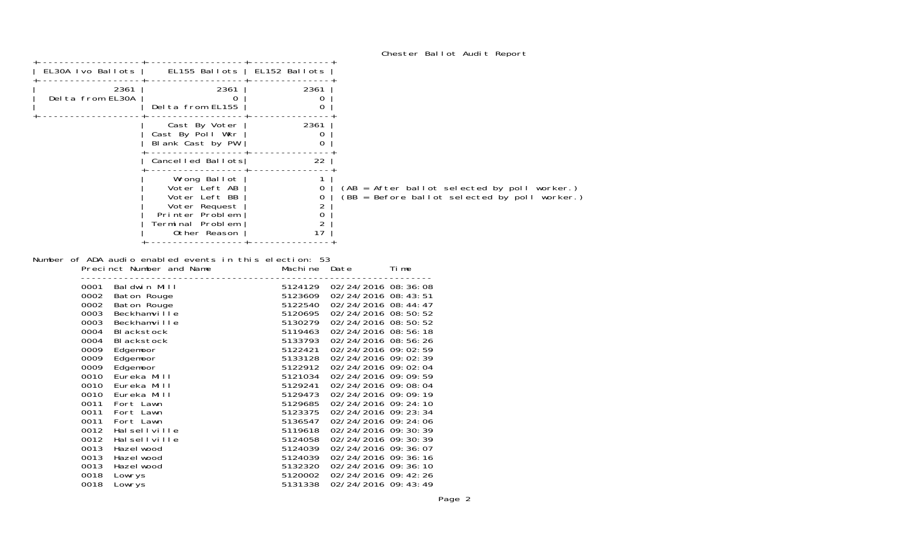# Chester Ballot Audit Report

| EL30A Ivo Ballots | EL155 Ballots | EL152 Ballots |
|---|---|---|
| 2361 | 2361 | 2361 |
| Delta from EL30A | 0 | 0 |
| | Delta from EL155 | 0 |

| | |
|---|---|
| Cast By Voter | 2361 |
| Cast By Poll Wkr | 0 |
| Blank Cast by PW | 0 |
| Cancelled Ballots | 22 |
| Wrong Ballot | 1 |
| Voter Left AB | 0 |
| Voter Left BB | 0 |
| Voter Request | 2 |
| Printer Problem | 0 |
| Terminal Problem | 2 |
| Other Reason | 17 |

(AB = After ballot selected by poll worker.)
(BB = Before ballot selected by poll worker.)

Number of ADA audio enabled events in this election: 53

| Precinct Number and Name | | Machine | Date | Time |
|---|---|---|---|---|
| 0001 | Baldwin Mill | 5124129 | 02/24/2016 | 08:36:08 |
| 0002 | Baton Rouge | 5123609 | 02/24/2016 | 08:43:51 |
| 0002 | Baton Rouge | 5122540 | 02/24/2016 | 08:44:47 |
| 0003 | Beckhamville | 5120695 | 02/24/2016 | 08:50:52 |
| 0003 | Beckhamville | 5130279 | 02/24/2016 | 08:50:52 |
| 0004 | Blackstock | 5119463 | 02/24/2016 | 08:56:18 |
| 0004 | Blackstock | 5133793 | 02/24/2016 | 08:56:26 |
| 0009 | Edgemoor | 5122421 | 02/24/2016 | 09:02:59 |
| 0009 | Edgemoor | 5133128 | 02/24/2016 | 09:02:39 |
| 0009 | Edgemoor | 5122912 | 02/24/2016 | 09:02:04 |
| 0010 | Eureka Mill | 5121034 | 02/24/2016 | 09:09:59 |
| 0010 | Eureka Mill | 5129241 | 02/24/2016 | 09:08:04 |
| 0010 | Eureka Mill | 5129473 | 02/24/2016 | 09:09:19 |
| 0011 | Fort Lawn | 5129685 | 02/24/2016 | 09:24:10 |
| 0011 | Fort Lawn | 5123375 | 02/24/2016 | 09:23:34 |
| 0011 | Fort Lawn | 5136547 | 02/24/2016 | 09:24:06 |
| 0012 | Halsellville | 5119618 | 02/24/2016 | 09:30:39 |
| 0012 | Halsellville | 5124058 | 02/24/2016 | 09:30:39 |
| 0013 | Hazelwood | 5124039 | 02/24/2016 | 09:36:07 |
| 0013 | Hazelwood | 5124039 | 02/24/2016 | 09:36:16 |
| 0013 | Hazelwood | 5132320 | 02/24/2016 | 09:36:10 |
| 0018 | Lowrys | 5120002 | 02/24/2016 | 09:42:26 |
| 0018 | Lowrys | 5131338 | 02/24/2016 | 09:43:49 |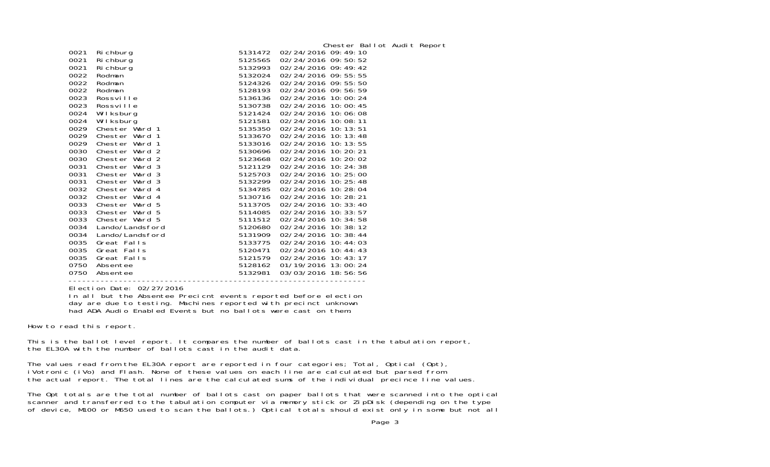Chester Ballot Audit Report

```
0021  Richburg                  5131472  02/24/2016 09:49:10
0021  Richburg                  5125565  02/24/2016 09:50:52
0021  Richburg                  5132993  02/24/2016 09:49:42
0022  Rodman                    5132024  02/24/2016 09:55:55
0022  Rodman                    5124326  02/24/2016 09:55:50
0022  Rodman                    5128193  02/24/2016 09:56:59
0023  Rossville                 5136136  02/24/2016 10:00:24
0023  Rossville                 5130738  02/24/2016 10:00:45
0024  Wilksburg                 5121424  02/24/2016 10:06:08
0024  Wilksburg                 5121581  02/24/2016 10:08:11
0029  Chester Ward 1            5135350  02/24/2016 10:13:51
0029  Chester Ward 1            5133670  02/24/2016 10:13:48
0029  Chester Ward 1            5133016  02/24/2016 10:13:55
0030  Chester Ward 2            5130696  02/24/2016 10:20:21
0030  Chester Ward 2            5123668  02/24/2016 10:20:02
0031  Chester Ward 3            5121129  02/24/2016 10:24:38
0031  Chester Ward 3            5125703  02/24/2016 10:25:00
0031  Chester Ward 3            5132299  02/24/2016 10:25:48
0032  Chester Ward 4            5134785  02/24/2016 10:28:04
0032  Chester Ward 4            5130716  02/24/2016 10:28:21
0033  Chester Ward 5            5113705  02/24/2016 10:33:40
0033  Chester Ward 5            5114085  02/24/2016 10:33:57
0033  Chester Ward 5            5111512  02/24/2016 10:34:58
0034  Lando/Landsford           5120680  02/24/2016 10:38:12
0034  Lando/Landsford           5131909  02/24/2016 10:38:44
0035  Great Falls               5133775  02/24/2016 10:44:03
0035  Great Falls               5120471  02/24/2016 10:44:43
0035  Great Falls               5121579  02/24/2016 10:43:17
0750  Absentee                  5128162  01/19/2016 13:00:24
0750  Absentee                  5132981  03/03/2016 18:56:56
-----------------------------------------------------------------
Election Date: 02/27/2016
In all but the Absentee Precicnt events reported before election
day are due to testing. Machines reported with precinct unknown
had ADA Audio Enabled Events but no ballots were cast on them.
```

How to read this report.

This is the ballot level report. It compares the number of ballots cast in the tabulation report, the EL30A with the number of ballots cast in the audit data.

The values read from the EL30A report are reported in four categories; Total, Optical (Opt), iVotronic (iVo) and Flash. None of these values on each line are calculated but parsed from the actual report. The total lines are the calculated sums of the individual precince line values.

The Opt totals are the total number of ballots cast on paper ballots that were scanned into the optical scanner and transferred to the tabulation computer via memory stick or ZipDisk (depending on the type of device, M100 or M650 used to scan the ballots.) Optical totals should exist only in some but not all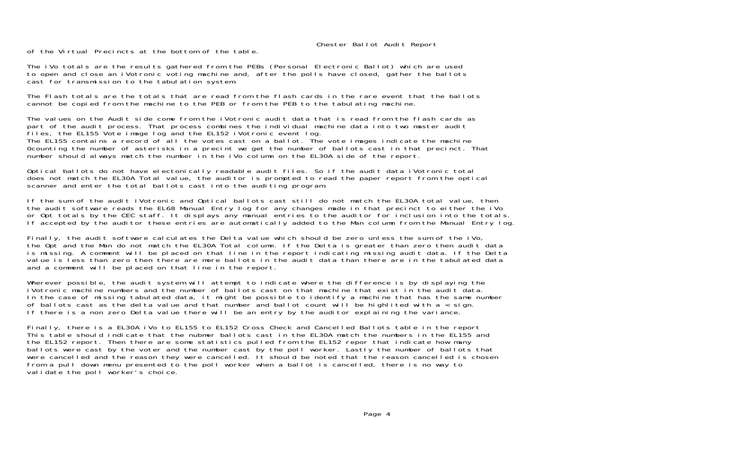of the Virtual Precincts at the bottom of the table.

The iVo totals are the results gathered from the PEBs (Personal Electronic Ballot) which are used to open and close an iVotronic voting machine and, after the polls have closed, gather the ballots cast for transmission to the tabulation system.

The Flash totals are the totals that are read from the flash cards in the rare event that the ballots cannot be copied from the machine to the PEB or from the PEB to the tabulating machine.

The values on the Audit side come from the iVotronic audit data that is read from the flash cards as part of the audit process. That process combines the individual machine data into two master audit files, the EL155 Vote image log and the EL152 iVotronic event log.
The EL155 contains a record of all the votes cast on a ballot. The vote images indicate the machine 0counting the number of asterisks in a precint we get the number of ballots cast in that precinct. That number should always match the number in the iVo column on the EL30A side of the report.

Optical ballots do not have electonically readable audit files. So if the audit data iVotronic total does not match the EL30A Total value, the auditor is prompted to read the paper report from the optical scanner and enter the total ballots cast into the auditing program.

If the sum of the audit iVotronic and Optical ballots cast still do not match the EL30A total value, then the audit software reads the EL68 Manual Entry log for any changes made in that precinct to either the iVo or Opt totals by the CEC staff. It displays any manual entries to the auditor for inclusion into the totals. If accepted by the auditor these entries are automatically added to the Man column from the Manual Entry log.

Finally, the audit software calculates the Delta value which should be zero unless the sum of the iVo, the Opt and the Man do not match the EL30A Total column. If the Delta is greater than zero then audit data is missing. A comment will be placed on that line in the report indicating missing audit data. If the Delta value is less than zero then there are more ballots in the audit data than there are in the tabulated data and a comment will be placed on that line in the report.

Wherever possible, the audit system will attempt to indicate where the difference is by displaying the iVotronic machine numbers and the number of ballots cast on that machine that exist in the audit data. In the case of missing tabulated data, it might be possible to identify a machine that has the same number of ballots cast as the delta value and that number and ballot count will be highlited with a < sign. If there is a non zero Delta value there will be an entry by the auditor explaining the variance.

Finally, there is a EL30A iVo to EL155 to EL152 Cross Check and Cancelled Ballots table in the report This table should indicate that the nubmer ballots cast in the EL30A match the numbers in the EL155 and the EL152 report. Then there are some statistics pulled from the EL152 repor that indicate how many ballots were cast by the voter and the number cast by the poll worker. Lastly the number of ballots that were cancelled and the reason they were cancelled. It should be noted that the reason cancelled is chosen from a pull down menu presented to the poll worker when a ballot is cancelled, there is no way to validate the poll worker's choice.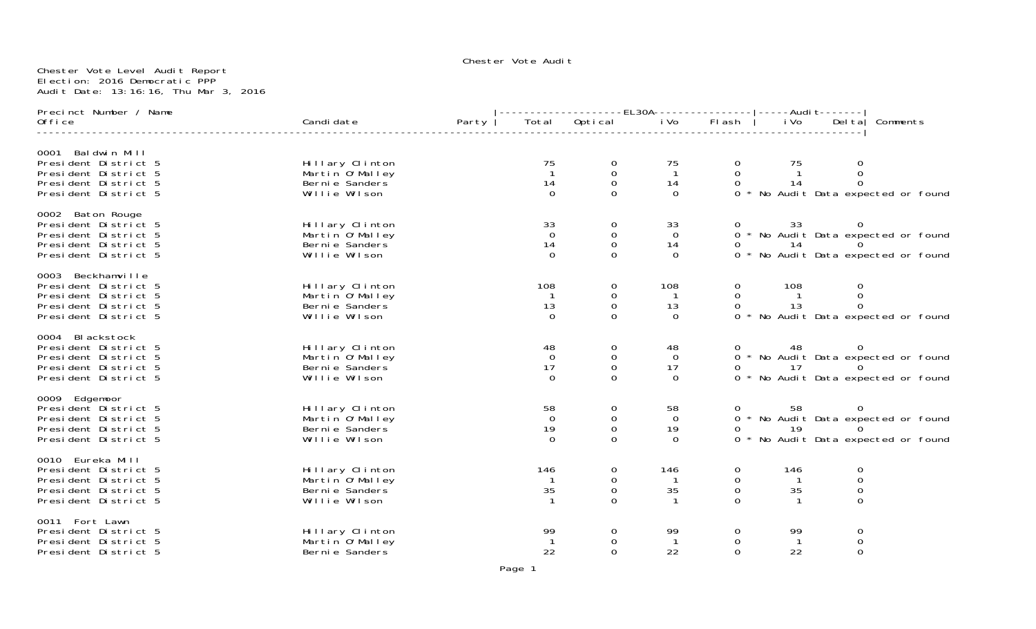Chester Vote Audit

Chester Vote Level Audit Report
Election: 2016 Democratic PPP
Audit Date: 13:16:16, Thu Mar 3, 2016

| Precinct Number / Name<br>Office | Candidate | Party | EL30A Total | EL30A Optical | EL30A iVo | EL30A Flash | Audit iVo | Audit Delta | Comments |
|---|---|---|---|---|---|---|---|---|---|
| **0001 Baldwin Mill** | | | | | | | | | |
| President District 5 | Hillary Clinton | | 75 | 0 | 75 | 0 | 75 | 0 | |
| President District 5 | Martin O'Malley | | 1 | 0 | 1 | 0 | 1 | 0 | |
| President District 5 | Bernie Sanders | | 14 | 0 | 14 | 0 | 14 | 0 | |
| President District 5 | Willie Wilson | | 0 | 0 | 0 | 0 | | | * No Audit Data expected or found |
| **0002 Baton Rouge** | | | | | | | | | |
| President District 5 | Hillary Clinton | | 33 | 0 | 33 | 0 | 33 | 0 | |
| President District 5 | Martin O'Malley | | 0 | 0 | 0 | 0 | | | * No Audit Data expected or found |
| President District 5 | Bernie Sanders | | 14 | 0 | 14 | 0 | 14 | 0 | |
| President District 5 | Willie Wilson | | 0 | 0 | 0 | 0 | | | * No Audit Data expected or found |
| **0003 Beckhamville** | | | | | | | | | |
| President District 5 | Hillary Clinton | | 108 | 0 | 108 | 0 | 108 | 0 | |
| President District 5 | Martin O'Malley | | 1 | 0 | 1 | 0 | 1 | 0 | |
| President District 5 | Bernie Sanders | | 13 | 0 | 13 | 0 | 13 | 0 | |
| President District 5 | Willie Wilson | | 0 | 0 | 0 | 0 | | | * No Audit Data expected or found |
| **0004 Blackstock** | | | | | | | | | |
| President District 5 | Hillary Clinton | | 48 | 0 | 48 | 0 | 48 | 0 | |
| President District 5 | Martin O'Malley | | 0 | 0 | 0 | 0 | | | * No Audit Data expected or found |
| President District 5 | Bernie Sanders | | 17 | 0 | 17 | 0 | 17 | 0 | |
| President District 5 | Willie Wilson | | 0 | 0 | 0 | 0 | | | * No Audit Data expected or found |
| **0009 Edgemoor** | | | | | | | | | |
| President District 5 | Hillary Clinton | | 58 | 0 | 58 | 0 | 58 | 0 | |
| President District 5 | Martin O'Malley | | 0 | 0 | 0 | 0 | | | * No Audit Data expected or found |
| President District 5 | Bernie Sanders | | 19 | 0 | 19 | 0 | 19 | 0 | |
| President District 5 | Willie Wilson | | 0 | 0 | 0 | 0 | | | * No Audit Data expected or found |
| **0010 Eureka Mill** | | | | | | | | | |
| President District 5 | Hillary Clinton | | 146 | 0 | 146 | 0 | 146 | 0 | |
| President District 5 | Martin O'Malley | | 1 | 0 | 1 | 0 | 1 | 0 | |
| President District 5 | Bernie Sanders | | 35 | 0 | 35 | 0 | 35 | 0 | |
| President District 5 | Willie Wilson | | 1 | 0 | 1 | 0 | 1 | 0 | |
| **0011 Fort Lawn** | | | | | | | | | |
| President District 5 | Hillary Clinton | | 99 | 0 | 99 | 0 | 99 | 0 | |
| President District 5 | Martin O'Malley | | 1 | 0 | 1 | 0 | 1 | 0 | |
| President District 5 | Bernie Sanders | | 22 | 0 | 22 | 0 | 22 | 0 | |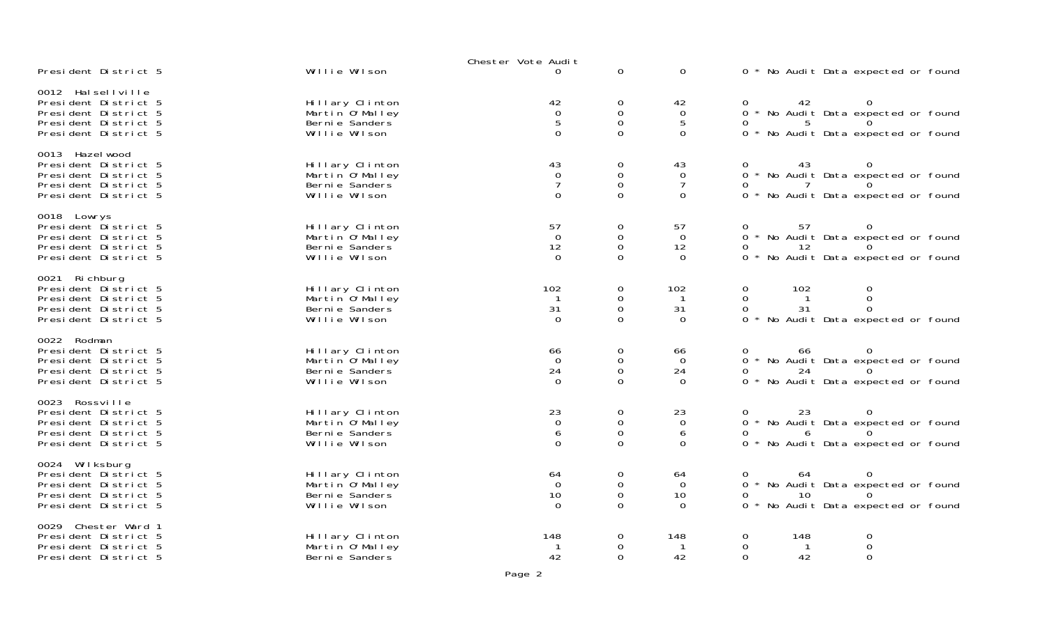Chester Vote Audit

| | | | | | | | |
|---|---|---|---|---|---|---|---|
| President District 5 | Willie Wilson | 0 | 0 | 0 | 0 * No Audit Data expected or found | | |
| **0012 Halsellville** | | | | | | | |
| President District 5 | Hillary Clinton | 42 | 0 | 42 | 0 | 42 | 0 |
| President District 5 | Martin O'Malley | 0 | 0 | 0 | 0 * No Audit Data expected or found | | |
| President District 5 | Bernie Sanders | 5 | 0 | 5 | 0 | 5 | 0 |
| President District 5 | Willie Wilson | 0 | 0 | 0 | 0 * No Audit Data expected or found | | |
| **0013 Hazelwood** | | | | | | | |
| President District 5 | Hillary Clinton | 43 | 0 | 43 | 0 | 43 | 0 |
| President District 5 | Martin O'Malley | 0 | 0 | 0 | 0 * No Audit Data expected or found | | |
| President District 5 | Bernie Sanders | 7 | 0 | 7 | 0 | 7 | 0 |
| President District 5 | Willie Wilson | 0 | 0 | 0 | 0 * No Audit Data expected or found | | |
| **0018 Lowrys** | | | | | | | |
| President District 5 | Hillary Clinton | 57 | 0 | 57 | 0 | 57 | 0 |
| President District 5 | Martin O'Malley | 0 | 0 | 0 | 0 * No Audit Data expected or found | | |
| President District 5 | Bernie Sanders | 12 | 0 | 12 | 0 | 12 | 0 |
| President District 5 | Willie Wilson | 0 | 0 | 0 | 0 * No Audit Data expected or found | | |
| **0021 Richburg** | | | | | | | |
| President District 5 | Hillary Clinton | 102 | 0 | 102 | 0 | 102 | 0 |
| President District 5 | Martin O'Malley | 1 | 0 | 1 | 0 | 1 | 0 |
| President District 5 | Bernie Sanders | 31 | 0 | 31 | 0 | 31 | 0 |
| President District 5 | Willie Wilson | 0 | 0 | 0 | 0 * No Audit Data expected or found | | |
| **0022 Rodman** | | | | | | | |
| President District 5 | Hillary Clinton | 66 | 0 | 66 | 0 | 66 | 0 |
| President District 5 | Martin O'Malley | 0 | 0 | 0 | 0 * No Audit Data expected or found | | |
| President District 5 | Bernie Sanders | 24 | 0 | 24 | 0 | 24 | 0 |
| President District 5 | Willie Wilson | 0 | 0 | 0 | 0 * No Audit Data expected or found | | |
| **0023 Rossville** | | | | | | | |
| President District 5 | Hillary Clinton | 23 | 0 | 23 | 0 | 23 | 0 |
| President District 5 | Martin O'Malley | 0 | 0 | 0 | 0 * No Audit Data expected or found | | |
| President District 5 | Bernie Sanders | 6 | 0 | 6 | 0 | 6 | 0 |
| President District 5 | Willie Wilson | 0 | 0 | 0 | 0 * No Audit Data expected or found | | |
| **0024 Wilksburg** | | | | | | | |
| President District 5 | Hillary Clinton | 64 | 0 | 64 | 0 | 64 | 0 |
| President District 5 | Martin O'Malley | 0 | 0 | 0 | 0 * No Audit Data expected or found | | |
| President District 5 | Bernie Sanders | 10 | 0 | 10 | 0 | 10 | 0 |
| President District 5 | Willie Wilson | 0 | 0 | 0 | 0 * No Audit Data expected or found | | |
| **0029 Chester Ward 1** | | | | | | | |
| President District 5 | Hillary Clinton | 148 | 0 | 148 | 0 | 148 | 0 |
| President District 5 | Martin O'Malley | 1 | 0 | 1 | 0 | 1 | 0 |
| President District 5 | Bernie Sanders | 42 | 0 | 42 | 0 | 42 | 0 |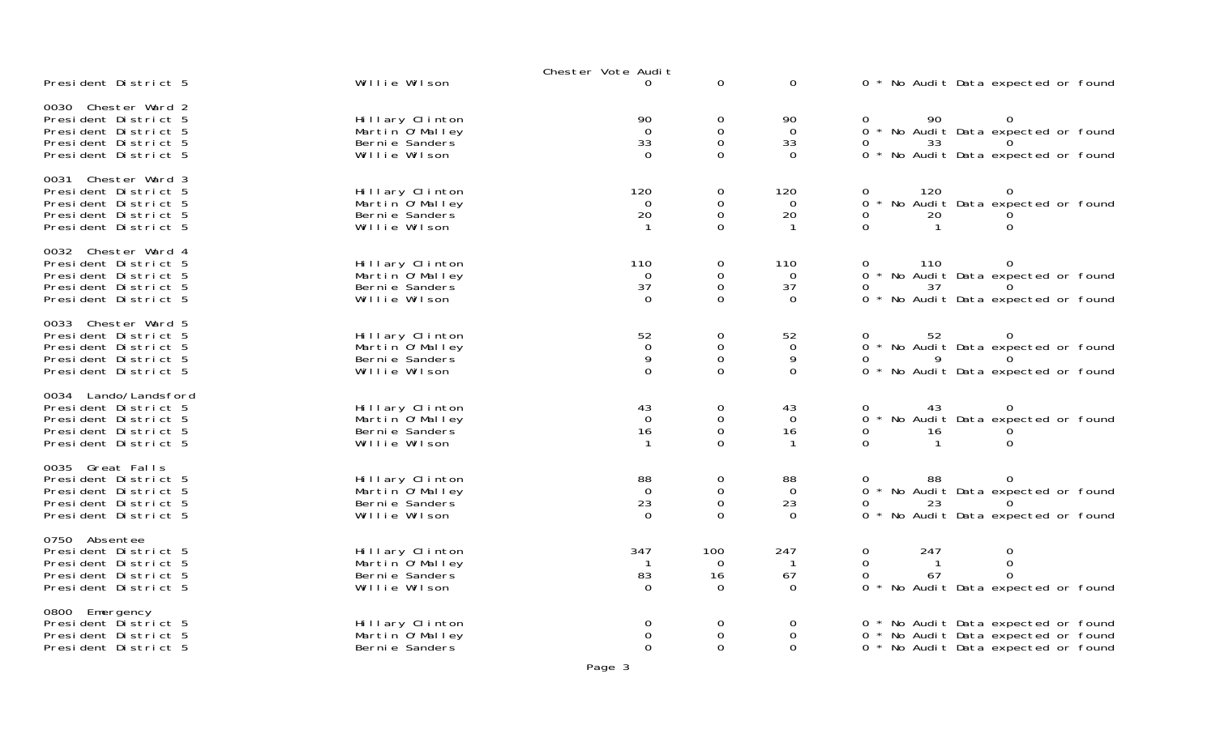Chester Vote Audit

| | | | | | | | |
|---|---|---|---|---|---|---|---|
| President District 5 | Willie Wilson | 0 | 0 | 0 | 0 * No Audit Data expected or found | | |
| **0030 Chester Ward 2** | | | | | | | |
| President District 5 | Hillary Clinton | 90 | 0 | 90 | 0 | 90 | 0 |
| President District 5 | Martin O'Malley | 0 | 0 | 0 | 0 * No Audit Data expected or found | | |
| President District 5 | Bernie Sanders | 33 | 0 | 33 | 0 | 33 | 0 |
| President District 5 | Willie Wilson | 0 | 0 | 0 | 0 * No Audit Data expected or found | | |
| **0031 Chester Ward 3** | | | | | | | |
| President District 5 | Hillary Clinton | 120 | 0 | 120 | 0 | 120 | 0 |
| President District 5 | Martin O'Malley | 0 | 0 | 0 | 0 * No Audit Data expected or found | | |
| President District 5 | Bernie Sanders | 20 | 0 | 20 | 0 | 20 | 0 |
| President District 5 | Willie Wilson | 1 | 0 | 1 | 0 | 1 | 0 |
| **0032 Chester Ward 4** | | | | | | | |
| President District 5 | Hillary Clinton | 110 | 0 | 110 | 0 | 110 | 0 |
| President District 5 | Martin O'Malley | 0 | 0 | 0 | 0 * No Audit Data expected or found | | |
| President District 5 | Bernie Sanders | 37 | 0 | 37 | 0 | 37 | 0 |
| President District 5 | Willie Wilson | 0 | 0 | 0 | 0 * No Audit Data expected or found | | |
| **0033 Chester Ward 5** | | | | | | | |
| President District 5 | Hillary Clinton | 52 | 0 | 52 | 0 | 52 | 0 |
| President District 5 | Martin O'Malley | 0 | 0 | 0 | 0 * No Audit Data expected or found | | |
| President District 5 | Bernie Sanders | 9 | 0 | 9 | 0 | 9 | 0 |
| President District 5 | Willie Wilson | 0 | 0 | 0 | 0 * No Audit Data expected or found | | |
| **0034 Lando/Landsford** | | | | | | | |
| President District 5 | Hillary Clinton | 43 | 0 | 43 | 0 | 43 | 0 |
| President District 5 | Martin O'Malley | 0 | 0 | 0 | 0 * No Audit Data expected or found | | |
| President District 5 | Bernie Sanders | 16 | 0 | 16 | 0 | 16 | 0 |
| President District 5 | Willie Wilson | 1 | 0 | 1 | 0 | 1 | 0 |
| **0035 Great Falls** | | | | | | | |
| President District 5 | Hillary Clinton | 88 | 0 | 88 | 0 | 88 | 0 |
| President District 5 | Martin O'Malley | 0 | 0 | 0 | 0 * No Audit Data expected or found | | |
| President District 5 | Bernie Sanders | 23 | 0 | 23 | 0 | 23 | 0 |
| President District 5 | Willie Wilson | 0 | 0 | 0 | 0 * No Audit Data expected or found | | |
| **0750 Absentee** | | | | | | | |
| President District 5 | Hillary Clinton | 347 | 100 | 247 | 0 | 247 | 0 |
| President District 5 | Martin O'Malley | 1 | 0 | 1 | 0 | 1 | 0 |
| President District 5 | Bernie Sanders | 83 | 16 | 67 | 0 | 67 | 0 |
| President District 5 | Willie Wilson | 0 | 0 | 0 | 0 * No Audit Data expected or found | | |
| **0800 Emergency** | | | | | | | |
| President District 5 | Hillary Clinton | 0 | 0 | 0 | 0 * No Audit Data expected or found | | |
| President District 5 | Martin O'Malley | 0 | 0 | 0 | 0 * No Audit Data expected or found | | |
| President District 5 | Bernie Sanders | 0 | 0 | 0 | 0 * No Audit Data expected or found | | |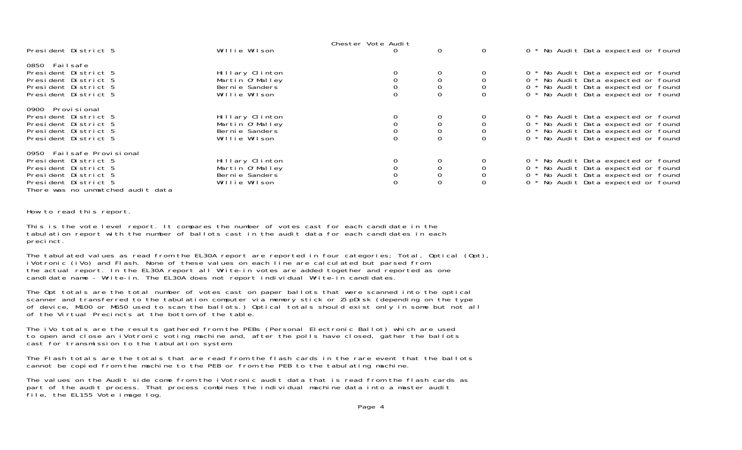| | | | | | |
|---|---|---|---|---|---|
| President District 5 | Willie Wilson | 0 | 0 | 0 | 0 * No Audit Data expected or found |
| **0850 Failsafe** | | | | | |
| President District 5 | Hillary Clinton | 0 | 0 | 0 | 0 * No Audit Data expected or found |
| President District 5 | Martin O'Malley | 0 | 0 | 0 | 0 * No Audit Data expected or found |
| President District 5 | Bernie Sanders | 0 | 0 | 0 | 0 * No Audit Data expected or found |
| President District 5 | Willie Wilson | 0 | 0 | 0 | 0 * No Audit Data expected or found |
| **0900 Provisional** | | | | | |
| President District 5 | Hillary Clinton | 0 | 0 | 0 | 0 * No Audit Data expected or found |
| President District 5 | Martin O'Malley | 0 | 0 | 0 | 0 * No Audit Data expected or found |
| President District 5 | Bernie Sanders | 0 | 0 | 0 | 0 * No Audit Data expected or found |
| President District 5 | Willie Wilson | 0 | 0 | 0 | 0 * No Audit Data expected or found |
| **0950 Failsafe Provisional** | | | | | |
| President District 5 | Hillary Clinton | 0 | 0 | 0 | 0 * No Audit Data expected or found |
| President District 5 | Martin O'Malley | 0 | 0 | 0 | 0 * No Audit Data expected or found |
| President District 5 | Bernie Sanders | 0 | 0 | 0 | 0 * No Audit Data expected or found |
| President District 5 | Willie Wilson | 0 | 0 | 0 | 0 * No Audit Data expected or found |

There was no unmatched audit data

How to read this report.

This is the vote level report. It compares the number of votes cast for each candidate in the tabulation report with the number of ballots cast in the audit data for each candidates in each precinct.

The tabulated values as read from the EL30A report are reported in four categories; Total, Optical (Opt), iVotronic (iVo) and Flash. None of these values on each line are calculated but parsed from the actual report. In the EL30A report all Write-in votes are added together and reported as one candidate name - Write-in. The EL30A does not report individual Write-in candidates.

The Opt totals are the total number of votes cast on paper ballots that were scanned into the optical scanner and transferred to the tabulation computer via memory stick or ZipDisk (depending on the type of device, M100 or M650 used to scan the ballots.) Optical totals should exist only in some but not all of the Virtual Precincts at the bottom of the table.

The iVo totals are the results gathered from the PEBs (Personal Electronic Ballot) which are used to open and close an iVotronic voting machine and, after the polls have closed, gather the ballots cast for transmission to the tabulation system.

The Flash totals are the totals that are read from the flash cards in the rare event that the ballots cannot be copied from the machine to the PEB or from the PEB to the tabulating machine.

The values on the Audit side come from the iVotronic audit data that is read from the flash cards as part of the audit process. That process combines the individual machine data into a master audit file, the EL155 Vote image log.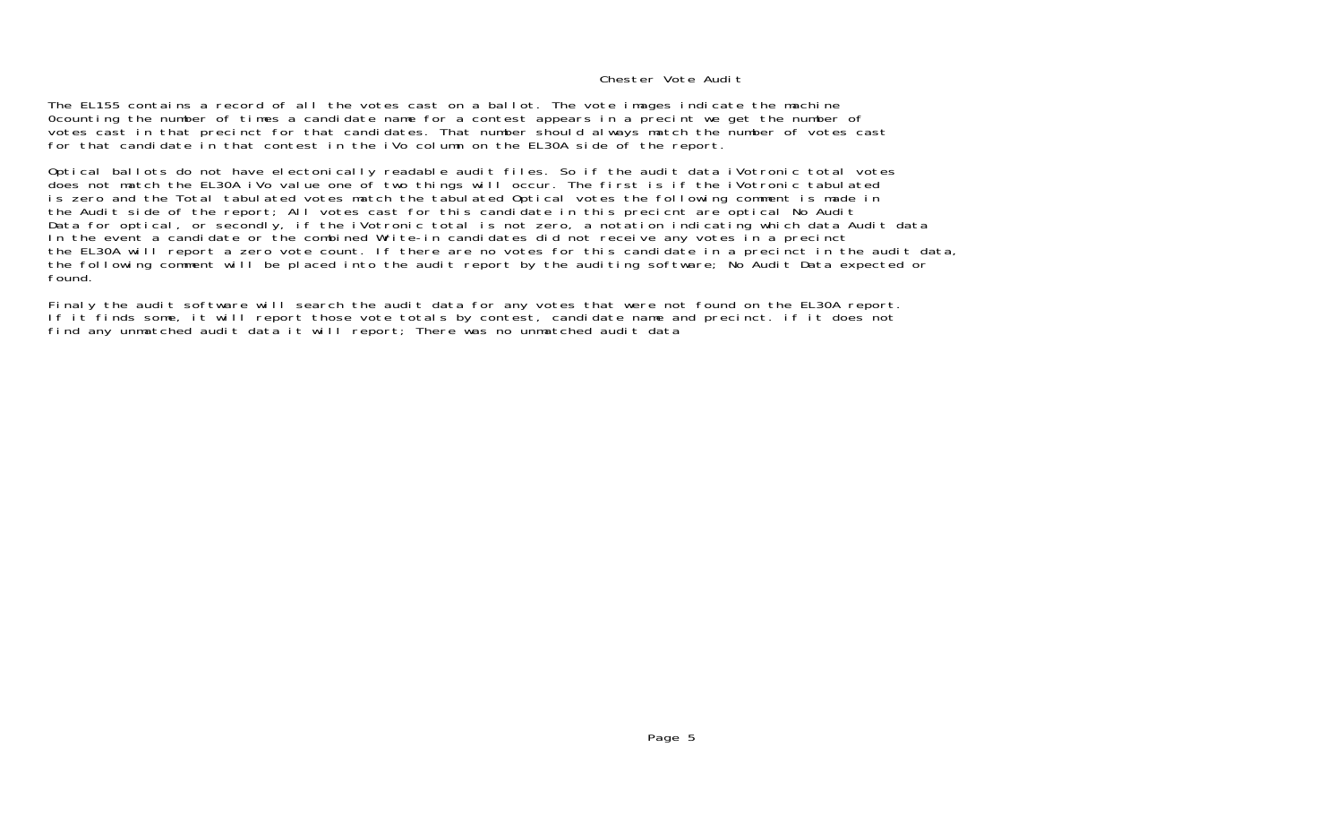# Chester Vote Audit

The EL155 contains a record of all the votes cast on a ballot. The vote images indicate the machine 0counting the number of times a candidate name for a contest appears in a precint we get the number of votes cast in that precinct for that candidates. That number should always match the number of votes cast for that candidate in that contest in the iVo column on the EL30A side of the report.

Optical ballots do not have electonically readable audit files. So if the audit data iVotronic total votes does not match the EL30A iVo value one of two things will occur. The first is if the iVotronic tabulated is zero and the Total tabulated votes match the tabulated Optical votes the following comment is made in the Audit side of the report; All votes cast for this candidate in this precicnt are optical No Audit Data for optical, or secondly, if the iVotronic total is not zero, a notation indicating which data Audit data In the event a candidate or the combined Write-in candidates did not receive any votes in a precinct the EL30A will report a zero vote count. If there are no votes for this candidate in a precinct in the audit data, the following comment will be placed into the audit report by the auditing software; No Audit Data expected or found.

Finaly the audit software will search the audit data for any votes that were not found on the EL30A report. If it finds some, it will report those vote totals by contest, candidate name and precinct. if it does not find any unmatched audit data it will report; There was no unmatched audit data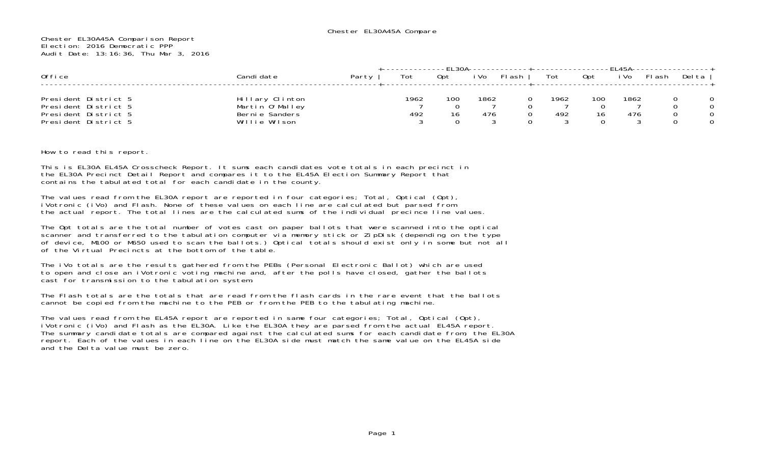Chester EL30A45A Compare

Chester EL30A45A Comparison Report
Election: 2016 Democratic PPP
Audit Date: 13:16:36, Thu Mar 3, 2016

| Office | Candidate | Party | EL30A Tot | EL30A Opt | EL30A iVo | EL30A Flash | EL45A Tot | EL45A Opt | EL45A iVo | EL45A Flash | Delta |
|---|---|---|---|---|---|---|---|---|---|---|---|
| President District 5 | Hillary Clinton | | 1962 | 100 | 1862 | 0 | 1962 | 100 | 1862 | 0 | 0 |
| President District 5 | Martin O'Malley | | 7 | 0 | 7 | 0 | 7 | 0 | 7 | 0 | 0 |
| President District 5 | Bernie Sanders | | 492 | 16 | 476 | 0 | 492 | 16 | 476 | 0 | 0 |
| President District 5 | Willie Wilson | | 3 | 0 | 3 | 0 | 3 | 0 | 3 | 0 | 0 |

How to read this report.

This is EL30A EL45A Crosscheck Report. It sums each candidates vote totals in each precinct in the EL30A Precinct Detail Report and compares it to the EL45A Election Summary Report that contains the tabulated total for each candidate in the county.

The values read from the EL30A report are reported in four categories; Total, Optical (Opt), iVotronic (iVo) and Flash. None of these values on each line are calculated but parsed from the actual report. The total lines are the calculated sums of the individual precince line values.

The Opt totals are the total number of votes cast on paper ballots that were scanned into the optical scanner and transferred to the tabulation computer via memory stick or ZipDisk (depending on the type of device, M100 or M650 used to scan the ballots.) Optical totals should exist only in some but not all of the Virtual Precincts at the bottom of the table.

The iVo totals are the results gathered from the PEBs (Personal Electronic Ballot) which are used to open and close an iVotronic voting machine and, after the polls have closed, gather the ballots cast for transmission to the tabulation system.

The Flash totals are the totals that are read from the flash cards in the rare event that the ballots cannot be copied from the machine to the PEB or from the PEB to the tabulating machine.

The values read from the EL45A report are reported in same four categories; Total, Optical (Opt), iVotronic (iVo) and Flash as the EL30A. Like the EL30A they are parsed from the actual EL45A report. The summary candidate totals are compared against the calculated sums for each candidate from, the EL30A report. Each of the values in each line on the EL30A side must match the same value on the EL45A side and the Delta value must be zero.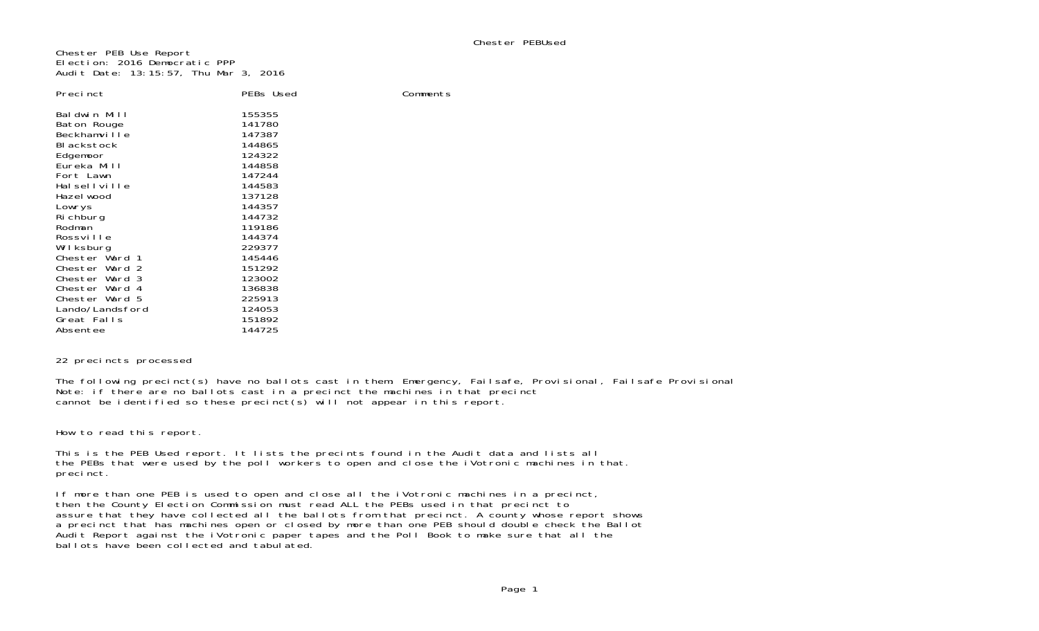Chester PEB Use Report
Election: 2016 Democratic PPP
Audit Date: 13:15:57, Thu Mar 3, 2016

| Precinct | PEBs Used | Comments |
|---|---|---|
| Baldwin Mill | 155355 | |
| Baton Rouge | 141780 | |
| Beckhamville | 147387 | |
| Blackstock | 144865 | |
| Edgemoor | 124322 | |
| Eureka Mill | 144858 | |
| Fort Lawn | 147244 | |
| Halsellville | 144583 | |
| Hazelwood | 137128 | |
| Lowrys | 144357 | |
| Richburg | 144732 | |
| Rodman | 119186 | |
| Rossville | 144374 | |
| Wilksburg | 229377 | |
| Chester Ward 1 | 145446 | |
| Chester Ward 2 | 151292 | |
| Chester Ward 3 | 123002 | |
| Chester Ward 4 | 136838 | |
| Chester Ward 5 | 225913 | |
| Lando/Landsford | 124053 | |
| Great Falls | 151892 | |
| Absentee | 144725 | |

22 precincts processed

The following precinct(s) have no ballots cast in them: Emergency, Failsafe, Provisional, Failsafe Provisional
Note: if there are no ballots cast in a precinct the machines in that precinct
cannot be identified so these precinct(s) will not appear in this report.

How to read this report.

This is the PEB Used report. It lists the precints found in the Audit data and lists all
the PEBs that were used by the poll workers to open and close the iVotronic machines in that.
precinct.

If more than one PEB is used to open and close all the iVotronic machines in a precinct,
then the County Election Commission must read ALL the PEBs used in that precinct to
assure that they have collected all the ballots from that precinct. A county whose report shows
a precinct that has machines open or closed by more than one PEB should double check the Ballot
Audit Report against the iVotronic paper tapes and the Poll Book to make sure that all the
ballots have been collected and tabulated.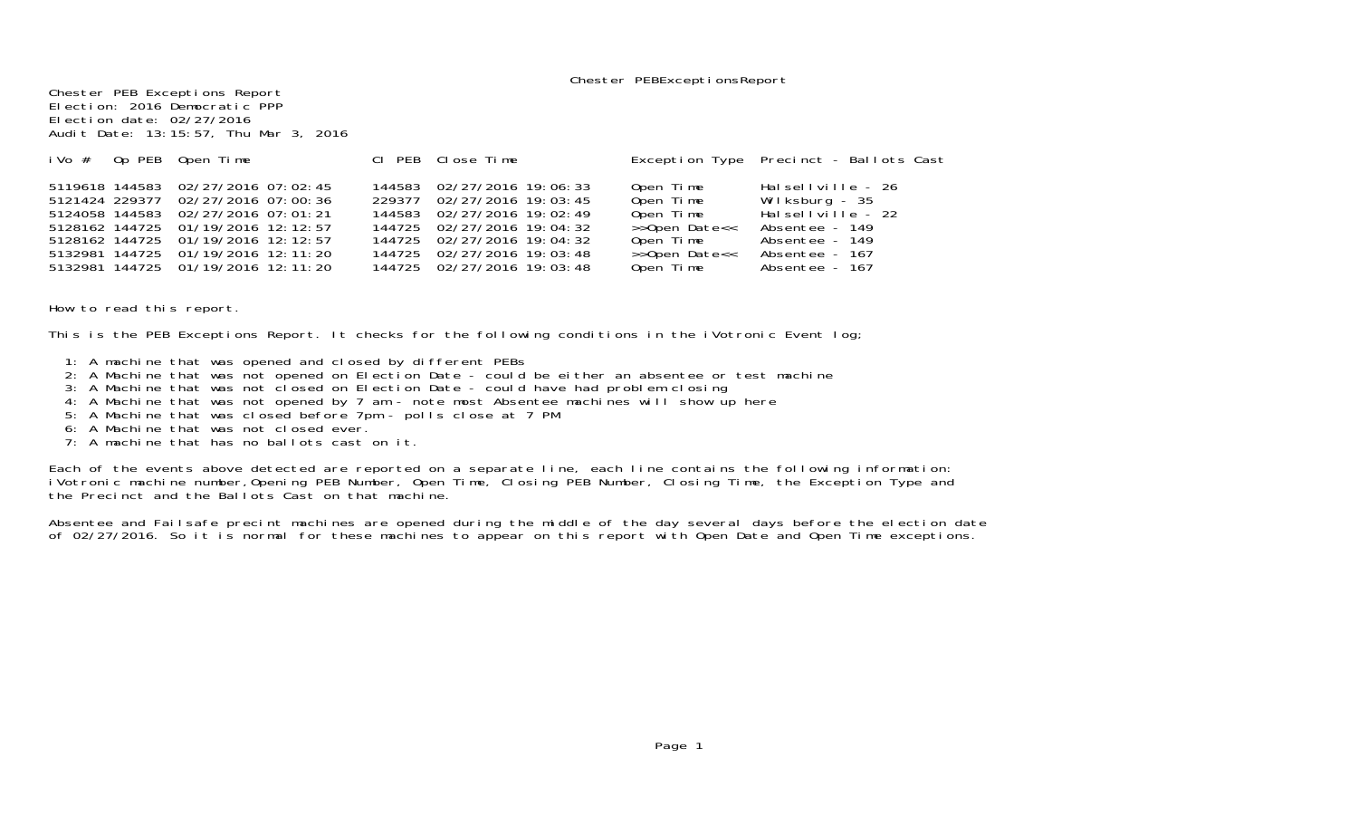Chester PEBExceptionsReport

Chester PEB Exceptions Report
Election: 2016 Democratic PPP
Election date: 02/27/2016
Audit Date: 13:15:57, Thu Mar 3, 2016

| iVo # | Op PEB | Open Time | Cl PEB | Close Time | Exception Type | Precinct - Ballots Cast |
|---|---|---|---|---|---|---|
| 5119618 | 144583 | 02/27/2016 07:02:45 | 144583 | 02/27/2016 19:06:33 | Open Time | Halsellville - 26 |
| 5121424 | 229377 | 02/27/2016 07:00:36 | 229377 | 02/27/2016 19:03:45 | Open Time | Wilksburg - 35 |
| 5124058 | 144583 | 02/27/2016 07:01:21 | 144583 | 02/27/2016 19:02:49 | Open Time | Halsellville - 22 |
| 5128162 | 144725 | 01/19/2016 12:12:57 | 144725 | 02/27/2016 19:04:32 | >>Open Date<< | Absentee - 149 |
| 5128162 | 144725 | 01/19/2016 12:12:57 | 144725 | 02/27/2016 19:04:32 | Open Time | Absentee - 149 |
| 5132981 | 144725 | 01/19/2016 12:11:20 | 144725 | 02/27/2016 19:03:48 | >>Open Date<< | Absentee - 167 |
| 5132981 | 144725 | 01/19/2016 12:11:20 | 144725 | 02/27/2016 19:03:48 | Open Time | Absentee - 167 |

How to read this report.

This is the PEB Exceptions Report. It checks for the following conditions in the iVotronic Event log;

1: A machine that was opened and closed by different PEBs
2: A Machine that was not opened on Election Date - could be either an absentee or test machine
3: A Machine that was not closed on Election Date - could have had problem closing
4: A Machine that was not opened by 7 am - note most Absentee machines will show up here
5: A Machine that was closed before 7pm - polls close at 7 PM
6: A Machine that was not closed ever.
7: A machine that has no ballots cast on it.

Each of the events above detected are reported on a separate line, each line contains the following information:
iVotronic machine number,Opening PEB Number, Open Time, Closing PEB Number, Closing Time, the Exception Type and the Precinct and the Ballots Cast on that machine.

Absentee and Failsafe precint machines are opened during the middle of the day several days before the election date of 02/27/2016. So it is normal for these machines to appear on this report with Open Date and Open Time exceptions.